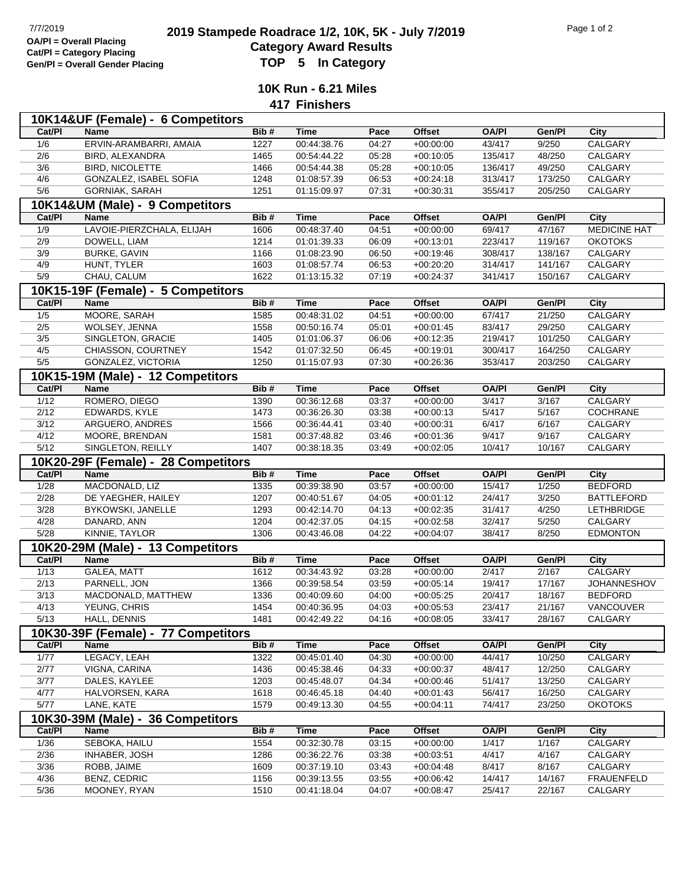OA/Pl = Overall Placing
Cat/Pl = Category Placing
Gen/Pl = Overall Gender Placing

# 2019 Stampede Roadrace 1/2, 10K, 5K - July 7/2019

## Category Award Results

## TOP 5 In Category

### 10K Run - 6.21 Miles

### 417 Finishers

**10K14&UF (Female) - 6 Competitors**

| Cat/Pl | Name | Bib # | Time | Pace | Offset | OA/Pl | Gen/Pl | City |
|---|---|---|---|---|---|---|---|---|
| 1/6 | ERVIN-ARAMBARRI, AMAIA | 1227 | 00:44:38.76 | 04:27 | +00:00:00 | 43/417 | 9/250 | CALGARY |
| 2/6 | BIRD, ALEXANDRA | 1465 | 00:54:44.22 | 05:28 | +00:10:05 | 135/417 | 48/250 | CALGARY |
| 3/6 | BIRD, NICOLETTE | 1466 | 00:54:44.38 | 05:28 | +00:10:05 | 136/417 | 49/250 | CALGARY |
| 4/6 | GONZALEZ, ISABEL SOFIA | 1248 | 01:08:57.39 | 06:53 | +00:24:18 | 313/417 | 173/250 | CALGARY |
| 5/6 | GORNIAK, SARAH | 1251 | 01:15:09.97 | 07:31 | +00:30:31 | 355/417 | 205/250 | CALGARY |

**10K14&UM (Male) - 9 Competitors**

| Cat/Pl | Name | Bib # | Time | Pace | Offset | OA/Pl | Gen/Pl | City |
|---|---|---|---|---|---|---|---|---|
| 1/9 | LAVOIE-PIERZCHALA, ELIJAH | 1606 | 00:48:37.40 | 04:51 | +00:00:00 | 69/417 | 47/167 | MEDICINE HAT |
| 2/9 | DOWELL, LIAM | 1214 | 01:01:39.33 | 06:09 | +00:13:01 | 223/417 | 119/167 | OKOTOKS |
| 3/9 | BURKE, GAVIN | 1166 | 01:08:23.90 | 06:50 | +00:19:46 | 308/417 | 138/167 | CALGARY |
| 4/9 | HUNT, TYLER | 1603 | 01:08:57.74 | 06:53 | +00:20:20 | 314/417 | 141/167 | CALGARY |
| 5/9 | CHAU, CALUM | 1622 | 01:13:15.32 | 07:19 | +00:24:37 | 341/417 | 150/167 | CALGARY |

**10K15-19F (Female) - 5 Competitors**

| Cat/Pl | Name | Bib # | Time | Pace | Offset | OA/Pl | Gen/Pl | City |
|---|---|---|---|---|---|---|---|---|
| 1/5 | MOORE, SARAH | 1585 | 00:48:31.02 | 04:51 | +00:00:00 | 67/417 | 21/250 | CALGARY |
| 2/5 | WOLSEY, JENNA | 1558 | 00:50:16.74 | 05:01 | +00:01:45 | 83/417 | 29/250 | CALGARY |
| 3/5 | SINGLETON, GRACIE | 1405 | 01:01:06.37 | 06:06 | +00:12:35 | 219/417 | 101/250 | CALGARY |
| 4/5 | CHIASSON, COURTNEY | 1542 | 01:07:32.50 | 06:45 | +00:19:01 | 300/417 | 164/250 | CALGARY |
| 5/5 | GONZALEZ, VICTORIA | 1250 | 01:15:07.93 | 07:30 | +00:26:36 | 353/417 | 203/250 | CALGARY |

**10K15-19M (Male) - 12 Competitors**

| Cat/Pl | Name | Bib # | Time | Pace | Offset | OA/Pl | Gen/Pl | City |
|---|---|---|---|---|---|---|---|---|
| 1/12 | ROMERO, DIEGO | 1390 | 00:36:12.68 | 03:37 | +00:00:00 | 3/417 | 3/167 | CALGARY |
| 2/12 | EDWARDS, KYLE | 1473 | 00:36:26.30 | 03:38 | +00:00:13 | 5/417 | 5/167 | COCHRANE |
| 3/12 | ARGUERO, ANDRES | 1566 | 00:36:44.41 | 03:40 | +00:00:31 | 6/417 | 6/167 | CALGARY |
| 4/12 | MOORE, BRENDAN | 1581 | 00:37:48.82 | 03:46 | +00:01:36 | 9/417 | 9/167 | CALGARY |
| 5/12 | SINGLETON, REILLY | 1407 | 00:38:18.35 | 03:49 | +00:02:05 | 10/417 | 10/167 | CALGARY |

**10K20-29F (Female) - 28 Competitors**

| Cat/Pl | Name | Bib # | Time | Pace | Offset | OA/Pl | Gen/Pl | City |
|---|---|---|---|---|---|---|---|---|
| 1/28 | MACDONALD, LIZ | 1335 | 00:39:38.90 | 03:57 | +00:00:00 | 15/417 | 1/250 | BEDFORD |
| 2/28 | DE YAEGHER, HAILEY | 1207 | 00:40:51.67 | 04:05 | +00:01:12 | 24/417 | 3/250 | BATTLEFORD |
| 3/28 | BYKOWSKI, JANELLE | 1293 | 00:42:14.70 | 04:13 | +00:02:35 | 31/417 | 4/250 | LETHBRIDGE |
| 4/28 | DANARD, ANN | 1204 | 00:42:37.05 | 04:15 | +00:02:58 | 32/417 | 5/250 | CALGARY |
| 5/28 | KINNIE, TAYLOR | 1306 | 00:43:46.08 | 04:22 | +00:04:07 | 38/417 | 8/250 | EDMONTON |

**10K20-29M (Male) - 13 Competitors**

| Cat/Pl | Name | Bib # | Time | Pace | Offset | OA/Pl | Gen/Pl | City |
|---|---|---|---|---|---|---|---|---|
| 1/13 | GALEA, MATT | 1612 | 00:34:43.92 | 03:28 | +00:00:00 | 2/417 | 2/167 | CALGARY |
| 2/13 | PARNELL, JON | 1366 | 00:39:58.54 | 03:59 | +00:05:14 | 19/417 | 17/167 | JOHANNESHOV |
| 3/13 | MACDONALD, MATTHEW | 1336 | 00:40:09.60 | 04:00 | +00:05:25 | 20/417 | 18/167 | BEDFORD |
| 4/13 | YEUNG, CHRIS | 1454 | 00:40:36.95 | 04:03 | +00:05:53 | 23/417 | 21/167 | VANCOUVER |
| 5/13 | HALL, DENNIS | 1481 | 00:42:49.22 | 04:16 | +00:08:05 | 33/417 | 28/167 | CALGARY |

**10K30-39F (Female) - 77 Competitors**

| Cat/Pl | Name | Bib # | Time | Pace | Offset | OA/Pl | Gen/Pl | City |
|---|---|---|---|---|---|---|---|---|
| 1/77 | LEGACY, LEAH | 1322 | 00:45:01.40 | 04:30 | +00:00:00 | 44/417 | 10/250 | CALGARY |
| 2/77 | VIGNA, CARINA | 1436 | 00:45:38.46 | 04:33 | +00:00:37 | 48/417 | 12/250 | CALGARY |
| 3/77 | DALES, KAYLEE | 1203 | 00:45:48.07 | 04:34 | +00:00:46 | 51/417 | 13/250 | CALGARY |
| 4/77 | HALVORSEN, KARA | 1618 | 00:46:45.18 | 04:40 | +00:01:43 | 56/417 | 16/250 | CALGARY |
| 5/77 | LANE, KATE | 1579 | 00:49:13.30 | 04:55 | +00:04:11 | 74/417 | 23/250 | OKOTOKS |

**10K30-39M (Male) - 36 Competitors**

| Cat/Pl | Name | Bib # | Time | Pace | Offset | OA/Pl | Gen/Pl | City |
|---|---|---|---|---|---|---|---|---|
| 1/36 | SEBOKA, HAILU | 1554 | 00:32:30.78 | 03:15 | +00:00:00 | 1/417 | 1/167 | CALGARY |
| 2/36 | INHABER, JOSH | 1286 | 00:36:22.76 | 03:38 | +00:03:51 | 4/417 | 4/167 | CALGARY |
| 3/36 | ROBB, JAIME | 1609 | 00:37:19.10 | 03:43 | +00:04:48 | 8/417 | 8/167 | CALGARY |
| 4/36 | BENZ, CEDRIC | 1156 | 00:39:13.55 | 03:55 | +00:06:42 | 14/417 | 14/167 | FRAUENFELD |
| 5/36 | MOONEY, RYAN | 1510 | 00:41:18.04 | 04:07 | +00:08:47 | 25/417 | 22/167 | CALGARY |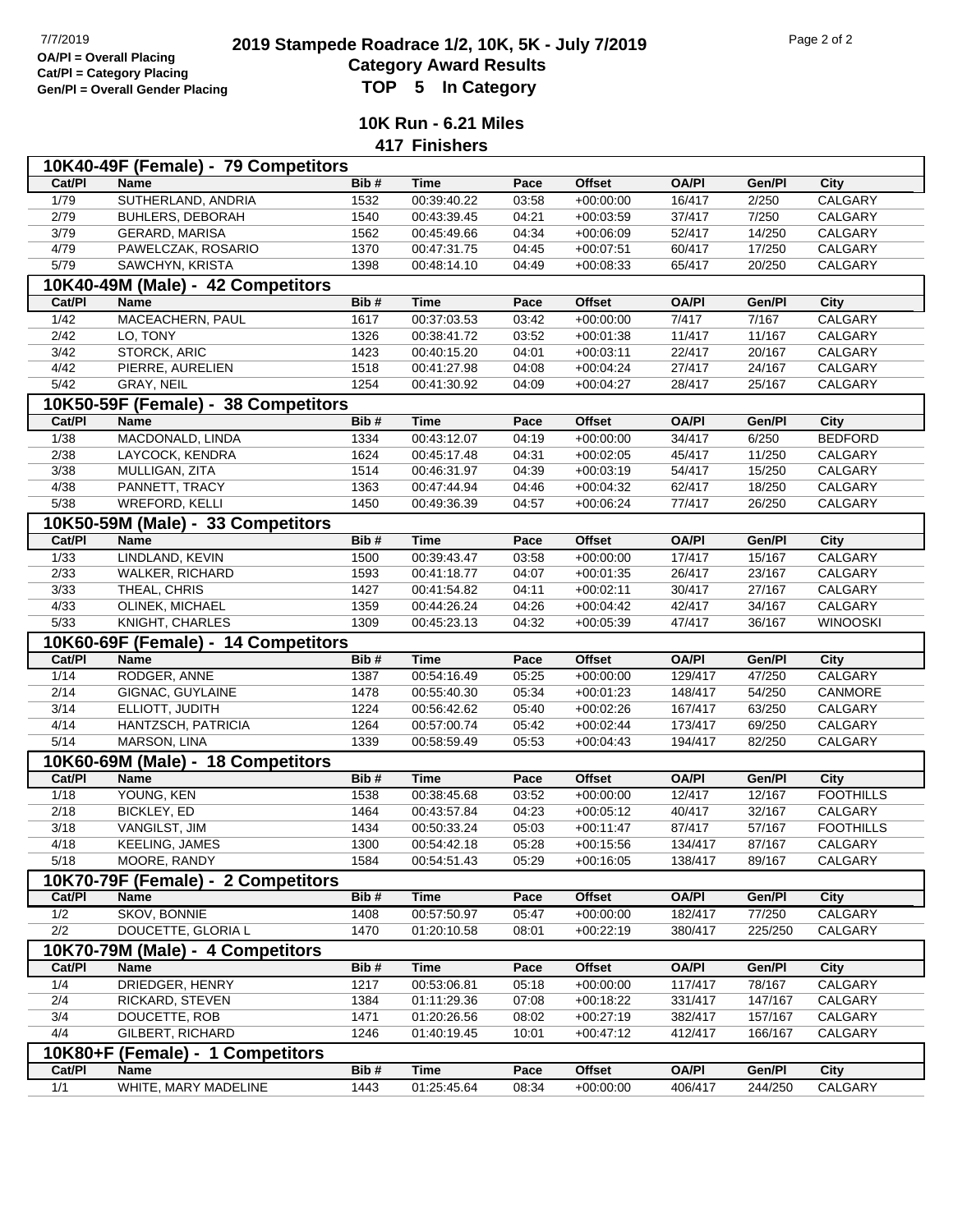OA/Pl = Overall Placing
Cat/Pl = Category Placing
Gen/Pl = Overall Gender Placing

# 2019 Stampede Roadrace 1/2, 10K, 5K - July 7/2019

## Category Award Results

## TOP 5 In Category

### 10K Run - 6.21 Miles

### 417 Finishers

**10K40-49F (Female) - 79 Competitors**

| Cat/Pl | Name | Bib # | Time | Pace | Offset | OA/Pl | Gen/Pl | City |
|---|---|---|---|---|---|---|---|---|
| 1/79 | SUTHERLAND, ANDRIA | 1532 | 00:39:40.22 | 03:58 | +00:00:00 | 16/417 | 2/250 | CALGARY |
| 2/79 | BUHLERS, DEBORAH | 1540 | 00:43:39.45 | 04:21 | +00:03:59 | 37/417 | 7/250 | CALGARY |
| 3/79 | GERARD, MARISA | 1562 | 00:45:49.66 | 04:34 | +00:06:09 | 52/417 | 14/250 | CALGARY |
| 4/79 | PAWELCZAK, ROSARIO | 1370 | 00:47:31.75 | 04:45 | +00:07:51 | 60/417 | 17/250 | CALGARY |
| 5/79 | SAWCHYN, KRISTA | 1398 | 00:48:14.10 | 04:49 | +00:08:33 | 65/417 | 20/250 | CALGARY |

**10K40-49M (Male) - 42 Competitors**

| Cat/Pl | Name | Bib # | Time | Pace | Offset | OA/Pl | Gen/Pl | City |
|---|---|---|---|---|---|---|---|---|
| 1/42 | MACEACHERN, PAUL | 1617 | 00:37:03.53 | 03:42 | +00:00:00 | 7/417 | 7/167 | CALGARY |
| 2/42 | LO, TONY | 1326 | 00:38:41.72 | 03:52 | +00:01:38 | 11/417 | 11/167 | CALGARY |
| 3/42 | STORCK, ARIC | 1423 | 00:40:15.20 | 04:01 | +00:03:11 | 22/417 | 20/167 | CALGARY |
| 4/42 | PIERRE, AURELIEN | 1518 | 00:41:27.98 | 04:08 | +00:04:24 | 27/417 | 24/167 | CALGARY |
| 5/42 | GRAY, NEIL | 1254 | 00:41:30.92 | 04:09 | +00:04:27 | 28/417 | 25/167 | CALGARY |

**10K50-59F (Female) - 38 Competitors**

| Cat/Pl | Name | Bib # | Time | Pace | Offset | OA/Pl | Gen/Pl | City |
|---|---|---|---|---|---|---|---|---|
| 1/38 | MACDONALD, LINDA | 1334 | 00:43:12.07 | 04:19 | +00:00:00 | 34/417 | 6/250 | BEDFORD |
| 2/38 | LAYCOCK, KENDRA | 1624 | 00:45:17.48 | 04:31 | +00:02:05 | 45/417 | 11/250 | CALGARY |
| 3/38 | MULLIGAN, ZITA | 1514 | 00:46:31.97 | 04:39 | +00:03:19 | 54/417 | 15/250 | CALGARY |
| 4/38 | PANNETT, TRACY | 1363 | 00:47:44.94 | 04:46 | +00:04:32 | 62/417 | 18/250 | CALGARY |
| 5/38 | WREFORD, KELLI | 1450 | 00:49:36.39 | 04:57 | +00:06:24 | 77/417 | 26/250 | CALGARY |

**10K50-59M (Male) - 33 Competitors**

| Cat/Pl | Name | Bib # | Time | Pace | Offset | OA/Pl | Gen/Pl | City |
|---|---|---|---|---|---|---|---|---|
| 1/33 | LINDLAND, KEVIN | 1500 | 00:39:43.47 | 03:58 | +00:00:00 | 17/417 | 15/167 | CALGARY |
| 2/33 | WALKER, RICHARD | 1593 | 00:41:18.77 | 04:07 | +00:01:35 | 26/417 | 23/167 | CALGARY |
| 3/33 | THEAL, CHRIS | 1427 | 00:41:54.82 | 04:11 | +00:02:11 | 30/417 | 27/167 | CALGARY |
| 4/33 | OLINEK, MICHAEL | 1359 | 00:44:26.24 | 04:26 | +00:04:42 | 42/417 | 34/167 | CALGARY |
| 5/33 | KNIGHT, CHARLES | 1309 | 00:45:23.13 | 04:32 | +00:05:39 | 47/417 | 36/167 | WINOOSKI |

**10K60-69F (Female) - 14 Competitors**

| Cat/Pl | Name | Bib # | Time | Pace | Offset | OA/Pl | Gen/Pl | City |
|---|---|---|---|---|---|---|---|---|
| 1/14 | RODGER, ANNE | 1387 | 00:54:16.49 | 05:25 | +00:00:00 | 129/417 | 47/250 | CALGARY |
| 2/14 | GIGNAC, GUYLAINE | 1478 | 00:55:40.30 | 05:34 | +00:01:23 | 148/417 | 54/250 | CANMORE |
| 3/14 | ELLIOTT, JUDITH | 1224 | 00:56:42.62 | 05:40 | +00:02:26 | 167/417 | 63/250 | CALGARY |
| 4/14 | HANTZSCH, PATRICIA | 1264 | 00:57:00.74 | 05:42 | +00:02:44 | 173/417 | 69/250 | CALGARY |
| 5/14 | MARSON, LINA | 1339 | 00:58:59.49 | 05:53 | +00:04:43 | 194/417 | 82/250 | CALGARY |

**10K60-69M (Male) - 18 Competitors**

| Cat/Pl | Name | Bib # | Time | Pace | Offset | OA/Pl | Gen/Pl | City |
|---|---|---|---|---|---|---|---|---|
| 1/18 | YOUNG, KEN | 1538 | 00:38:45.68 | 03:52 | +00:00:00 | 12/417 | 12/167 | FOOTHILLS |
| 2/18 | BICKLEY, ED | 1464 | 00:43:57.84 | 04:23 | +00:05:12 | 40/417 | 32/167 | CALGARY |
| 3/18 | VANGILST, JIM | 1434 | 00:50:33.24 | 05:03 | +00:11:47 | 87/417 | 57/167 | FOOTHILLS |
| 4/18 | KEELING, JAMES | 1300 | 00:54:42.18 | 05:28 | +00:15:56 | 134/417 | 87/167 | CALGARY |
| 5/18 | MOORE, RANDY | 1584 | 00:54:51.43 | 05:29 | +00:16:05 | 138/417 | 89/167 | CALGARY |

**10K70-79F (Female) - 2 Competitors**

| Cat/Pl | Name | Bib # | Time | Pace | Offset | OA/Pl | Gen/Pl | City |
|---|---|---|---|---|---|---|---|---|
| 1/2 | SKOV, BONNIE | 1408 | 00:57:50.97 | 05:47 | +00:00:00 | 182/417 | 77/250 | CALGARY |
| 2/2 | DOUCETTE, GLORIA L | 1470 | 01:20:10.58 | 08:01 | +00:22:19 | 380/417 | 225/250 | CALGARY |

**10K70-79M (Male) - 4 Competitors**

| Cat/Pl | Name | Bib # | Time | Pace | Offset | OA/Pl | Gen/Pl | City |
|---|---|---|---|---|---|---|---|---|
| 1/4 | DRIEDGER, HENRY | 1217 | 00:53:06.81 | 05:18 | +00:00:00 | 117/417 | 78/167 | CALGARY |
| 2/4 | RICKARD, STEVEN | 1384 | 01:11:29.36 | 07:08 | +00:18:22 | 331/417 | 147/167 | CALGARY |
| 3/4 | DOUCETTE, ROB | 1471 | 01:20:26.56 | 08:02 | +00:27:19 | 382/417 | 157/167 | CALGARY |
| 4/4 | GILBERT, RICHARD | 1246 | 01:40:19.45 | 10:01 | +00:47:12 | 412/417 | 166/167 | CALGARY |

**10K80+F (Female) - 1 Competitors**

| Cat/Pl | Name | Bib # | Time | Pace | Offset | OA/Pl | Gen/Pl | City |
|---|---|---|---|---|---|---|---|---|
| 1/1 | WHITE, MARY MADELINE | 1443 | 01:25:45.64 | 08:34 | +00:00:00 | 406/417 | 244/250 | CALGARY |